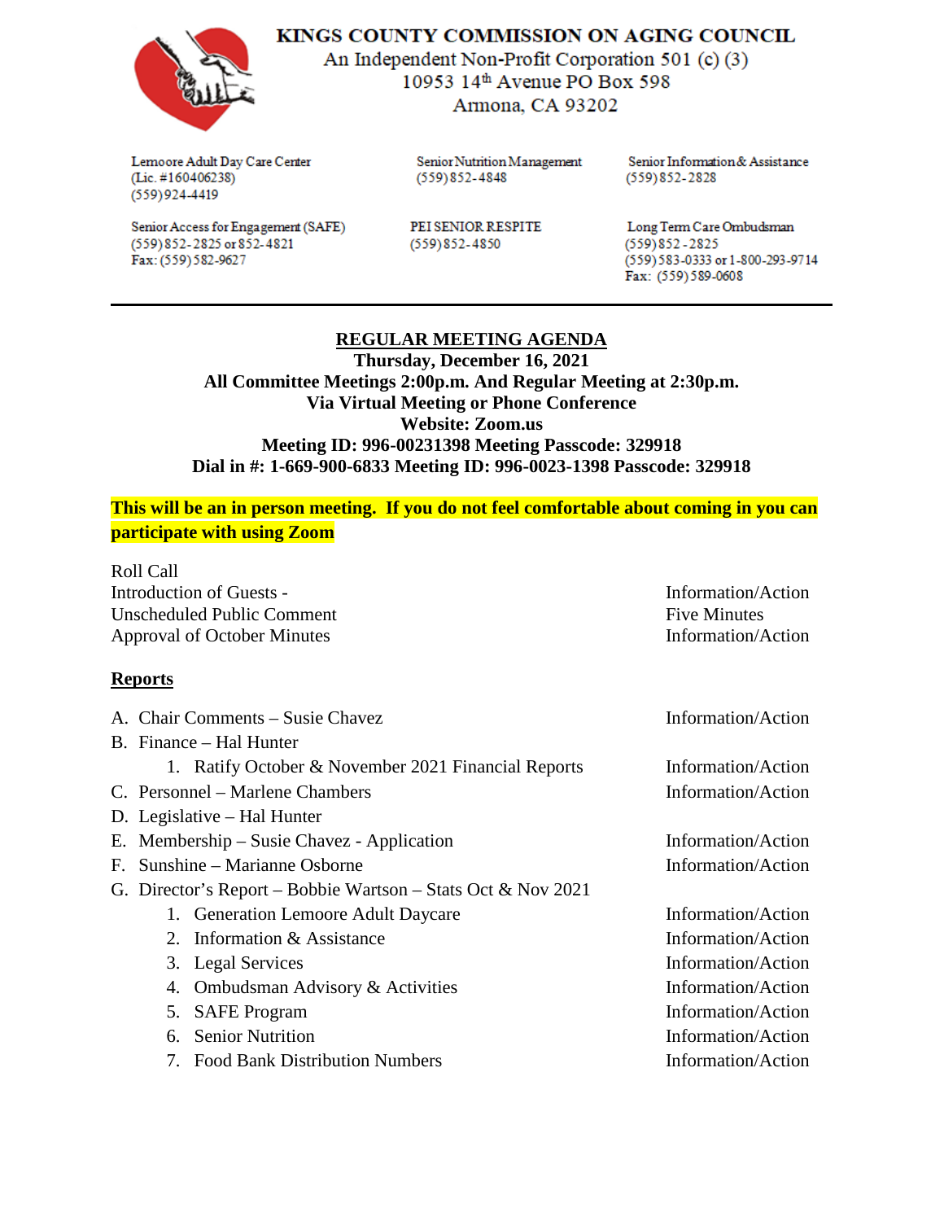# KINGS COUNTY COMMISSION ON AGING COUNCIL

An Independent Non-Profit Corporation 501 (c) (3)
10953 14th Avenue PO Box 598
Armona, CA 93202

Lemoore Adult Day Care Center
(Lic. #160406238)
(559)924-4419

Senior Nutrition Management
(559)852-4848

Senior Information & Assistance
(559)852-2828

Senior Access for Engagement (SAFE)
(559)852-2825 or 852-4821
Fax: (559)582-9627

PEI SENIOR RESPITE
(559)852-4850

Long Term Care Ombudsman
(559)852-2825
(559)583-0333 or 1-800-293-9714
Fax: (559)589-0608

---

## REGULAR MEETING AGENDA

**Thursday, December 16, 2021**
**All Committee Meetings 2:00p.m. And Regular Meeting at 2:30p.m.**
**Via Virtual Meeting or Phone Conference**
**Website: Zoom.us**
**Meeting ID: 996-00231398 Meeting Passcode: 329918**
**Dial in #: 1-669-900-6833 Meeting ID: 996-0023-1398 Passcode: 329918**

**This will be an in person meeting. If you do not feel comfortable about coming in you can participate with using Zoom**

Roll Call
Introduction of Guests - Information/Action
Unscheduled Public Comment Five Minutes
Approval of October Minutes Information/Action

## Reports

A. Chair Comments – Susie Chavez Information/Action
B. Finance – Hal Hunter
  1. Ratify October & November 2021 Financial Reports Information/Action
C. Personnel – Marlene Chambers Information/Action
D. Legislative – Hal Hunter
E. Membership – Susie Chavez - Application Information/Action
F. Sunshine – Marianne Osborne Information/Action
G. Director's Report – Bobbie Wartson – Stats Oct & Nov 2021
  1. Generation Lemoore Adult Daycare Information/Action
  2. Information & Assistance Information/Action
  3. Legal Services Information/Action
  4. Ombudsman Advisory & Activities Information/Action
  5. SAFE Program Information/Action
  6. Senior Nutrition Information/Action
  7. Food Bank Distribution Numbers Information/Action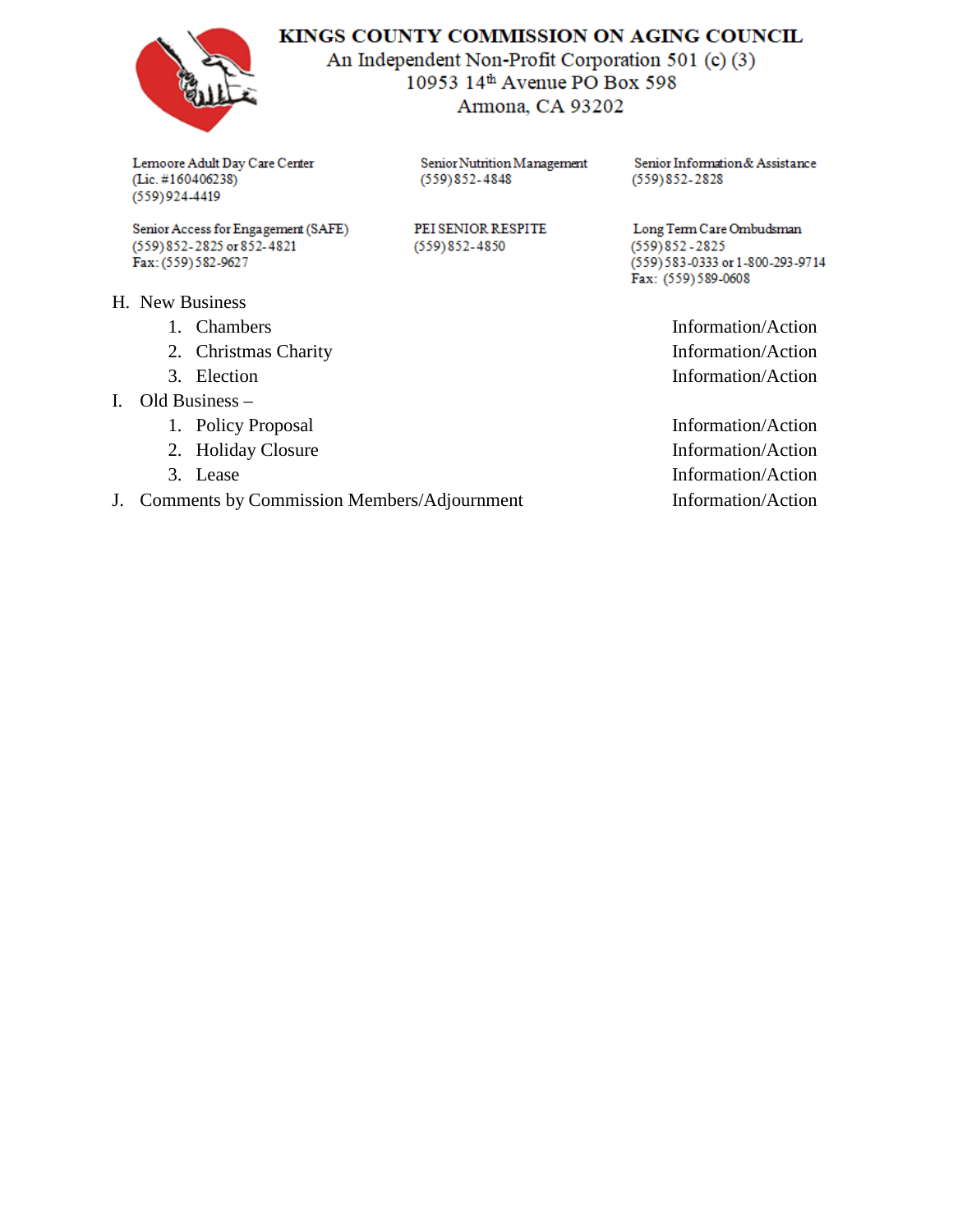# KINGS COUNTY COMMISSION ON AGING COUNCIL

An Independent Non-Profit Corporation 501 (c) (3)
10953 14th Avenue PO Box 598
Armona, CA 93202

Lemoore Adult Day Care Center
(Lic. #160406238)
(559) 924-4419

Senior Nutrition Management
(559) 852-4848

Senior Information & Assistance
(559) 852-2828

Senior Access for Engagement (SAFE)
(559) 852-2825 or 852-4821
Fax: (559) 582-9627

PEI SENIOR RESPITE
(559) 852-4850

Long Term Care Ombudsman
(559) 852-2825
(559) 583-0333 or 1-800-293-9714
Fax: (559) 589-0608

| | |
|---|---|
| H. New Business | |
| 1. Chambers | Information/Action |
| 2. Christmas Charity | Information/Action |
| 3. Election | Information/Action |
| I. Old Business – | |
| 1. Policy Proposal | Information/Action |
| 2. Holiday Closure | Information/Action |
| 3. Lease | Information/Action |
| J. Comments by Commission Members/Adjournment | Information/Action |